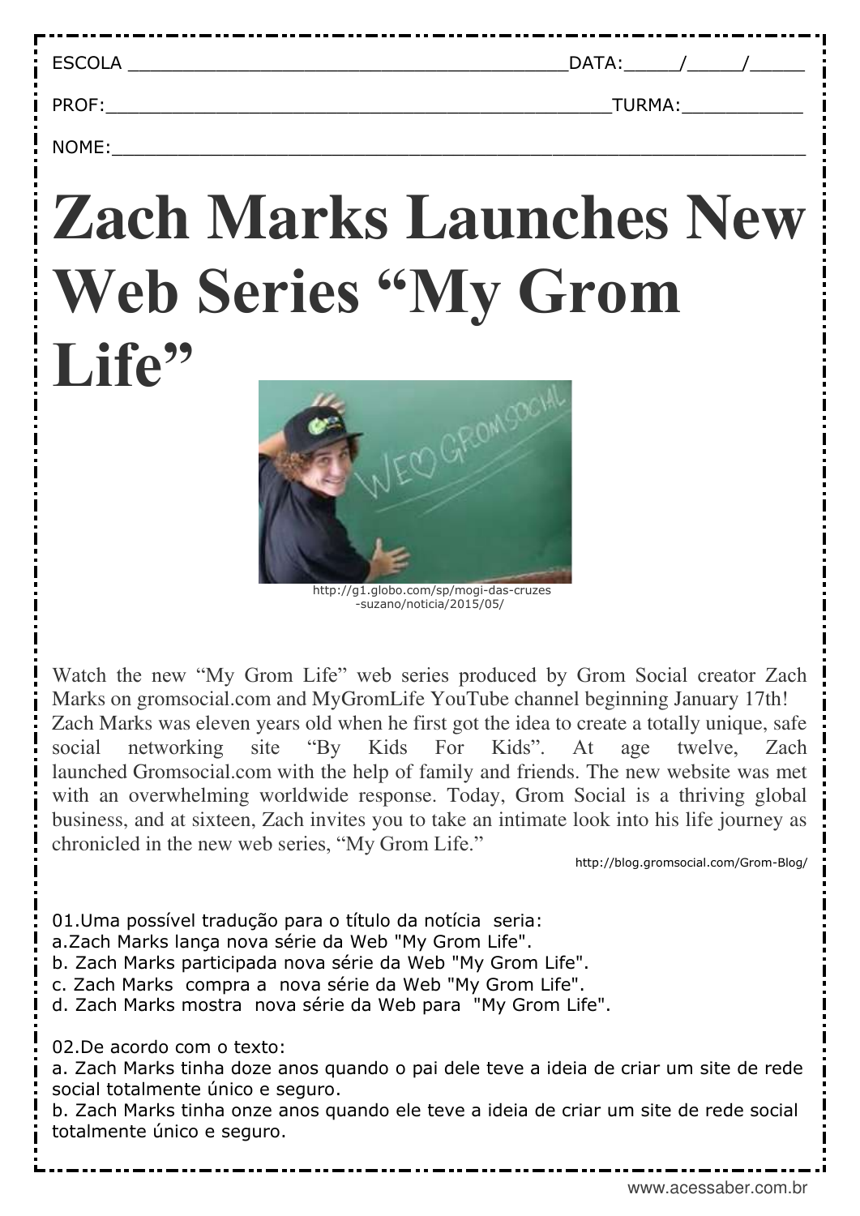ESCOLA ________________________________________DATA:_____/_____/_____

PROF:_____________________________________________TURMA:___________

NOME:_______________________________________________________________

# Zach Marks Launches New Web Series "My Grom Life"

http://g1.globo.com/sp/mogi-das-cruzes-suzano/noticia/2015/05/

Watch the new "My Grom Life" web series produced by Grom Social creator Zach Marks on gromsocial.com and MyGromLife YouTube channel beginning January 17th! Zach Marks was eleven years old when he first got the idea to create a totally unique, safe social networking site "By Kids For Kids". At age twelve, Zach launched Gromsocial.com with the help of family and friends. The new website was met with an overwhelming worldwide response. Today, Grom Social is a thriving global business, and at sixteen, Zach invites you to take an intimate look into his life journey as chronicled in the new web series, "My Grom Life."

http://blog.gromsocial.com/Grom-Blog/

01.Uma possível tradução para o título da notícia seria:
a.Zach Marks lança nova série da Web "My Grom Life".
b. Zach Marks participada nova série da Web "My Grom Life".
c. Zach Marks compra a nova série da Web "My Grom Life".
d. Zach Marks mostra nova série da Web para "My Grom Life".

02.De acordo com o texto:
a. Zach Marks tinha doze anos quando o pai dele teve a ideia de criar um site de rede social totalmente único e seguro.
b. Zach Marks tinha onze anos quando ele teve a ideia de criar um site de rede social totalmente único e seguro.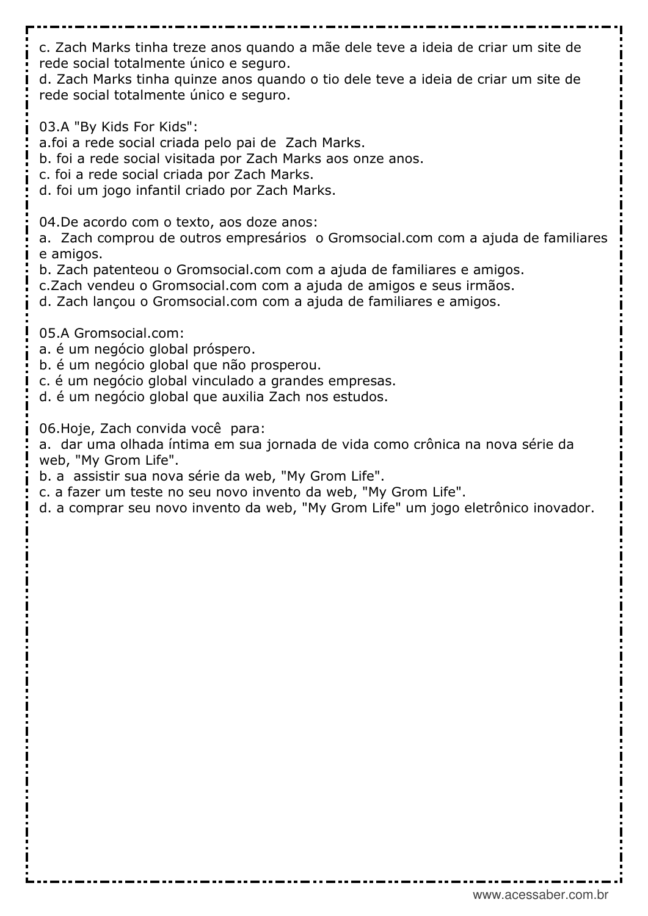c. Zach Marks tinha treze anos quando a mãe dele teve a ideia de criar um site de rede social totalmente único e seguro.
d. Zach Marks tinha quinze anos quando o tio dele teve a ideia de criar um site de rede social totalmente único e seguro.

03.A "By Kids For Kids":
a.foi a rede social criada pelo pai de Zach Marks.
b. foi a rede social visitada por Zach Marks aos onze anos.
c. foi a rede social criada por Zach Marks.
d. foi um jogo infantil criado por Zach Marks.

04.De acordo com o texto, aos doze anos:
a. Zach comprou de outros empresários o Gromsocial.com com a ajuda de familiares e amigos.
b. Zach patenteou o Gromsocial.com com a ajuda de familiares e amigos.
c.Zach vendeu o Gromsocial.com com a ajuda de amigos e seus irmãos.
d. Zach lançou o Gromsocial.com com a ajuda de familiares e amigos.

05.A Gromsocial.com:
a. é um negócio global próspero.
b. é um negócio global que não prosperou.
c. é um negócio global vinculado a grandes empresas.
d. é um negócio global que auxilia Zach nos estudos.

06.Hoje, Zach convida você para:
a. dar uma olhada íntima em sua jornada de vida como crônica na nova série da web, "My Grom Life".
b. a assistir sua nova série da web, "My Grom Life".
c. a fazer um teste no seu novo invento da web, "My Grom Life".
d. a comprar seu novo invento da web, "My Grom Life" um jogo eletrônico inovador.